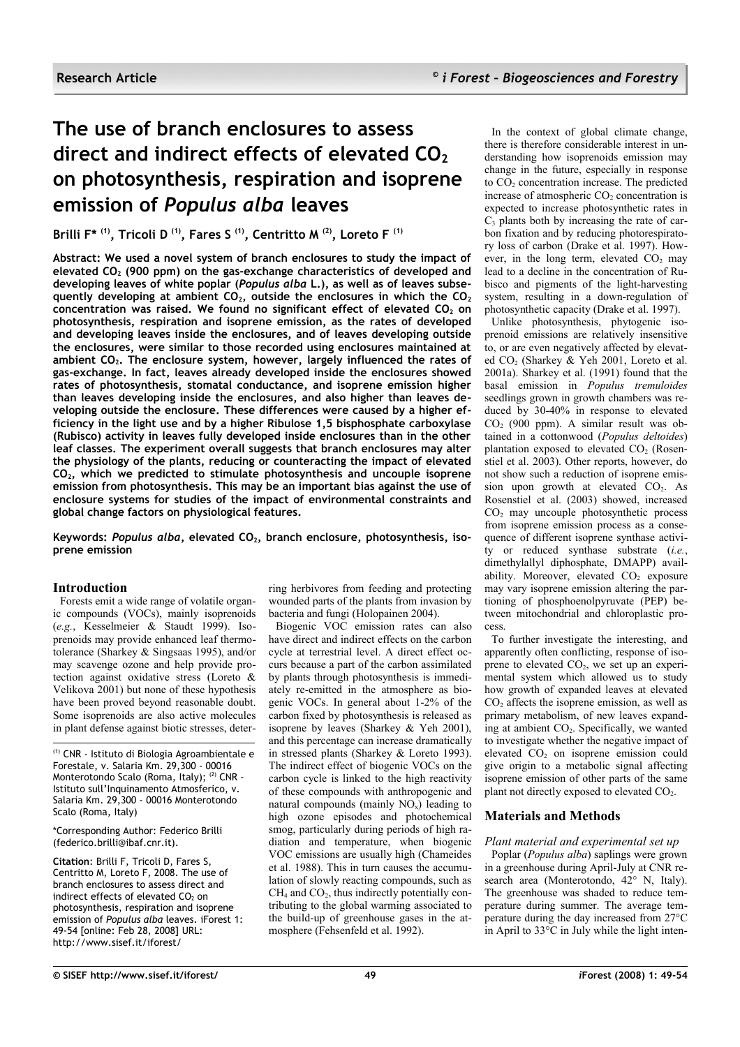Research Article

# The use of branch enclosures to assess direct and indirect effects of elevated $CO_2$ on photosynthesis, respiration and isoprene emission of *Populus alba* leaves

**Brilli F* [(1)], Tricoli D [(1)], Fares S [(1)], Centritto M [(2)], Loreto F [(1)]**

**Abstract: We used a novel system of branch enclosures to study the impact of elevated $CO_2$ (900 ppm) on the gas-exchange characteristics of developed and developing leaves of white poplar (*Populus alba* L.), as well as of leaves subsequently developing at ambient $CO_2$, outside the enclosures in which the $CO_2$ concentration was raised. We found no significant effect of elevated $CO_2$ on photosynthesis, respiration and isoprene emission, as the rates of developed and developing leaves inside the enclosures, and of leaves developing outside the enclosures, were similar to those recorded using enclosures maintained at ambient $CO_2$. The enclosure system, however, largely influenced the rates of gas-exchange. In fact, leaves already developed inside the enclosures showed rates of photosynthesis, stomatal conductance, and isoprene emission higher than leaves developing inside the enclosures, and also higher than leaves developing outside the enclosure. These differences were caused by a higher efficiency in the light use and by a higher Ribulose 1,5 bisphosphate carboxylase (Rubisco) activity in leaves fully developed inside enclosures than in the other leaf classes. The experiment overall suggests that branch enclosures may alter the physiology of the plants, reducing or counteracting the impact of elevated $CO_2$, which we predicted to stimulate photosynthesis and uncouple isoprene emission from photosynthesis. This may be an important bias against the use of enclosure systems for studies of the impact of environmental constraints and global change factors on physiological features.**

**Keywords: *Populus alba*, elevated $CO_2$, branch enclosure, photosynthesis, isoprene emission**

## Introduction

Forests emit a wide range of volatile organic compounds (VOCs), mainly isoprenoids (*e.g.*, Kesselmeier & Staudt 1999). Isoprenoids may provide enhanced leaf thermotolerance (Sharkey & Singsaas 1995), and/or may scavenge ozone and help provide protection against oxidative stress (Loreto & Velikova 2001) but none of these hypothesis have been proved beyond reasonable doubt. Some isoprenoids are also active molecules in plant defense against biotic stresses, deterring herbivores from feeding and protecting wounded parts of the plants from invasion by bacteria and fungi (Holopainen 2004).

Biogenic VOC emission rates can also have direct and indirect effects on the carbon cycle at terrestrial level. A direct effect occurs because a part of the carbon assimilated by plants through photosynthesis is immediately re-emitted in the atmosphere as biogenic VOCs. In general about 1-2% of the carbon fixed by photosynthesis is released as isoprene by leaves (Sharkey & Yeh 2001), and this percentage can increase dramatically in stressed plants (Sharkey & Loreto 1993). The indirect effect of biogenic VOCs on the carbon cycle is linked to the high reactivity of these compounds with anthropogenic and natural compounds (mainly $NO_x$) leading to high ozone episodes and photochemical smog, particularly during periods of high radiation and temperature, when biogenic VOC emissions are usually high (Chameides et al. 1988). This in turn causes the accumulation of slowly reacting compounds, such as $CH_4$ and $CO_2$, thus indirectly potentially contributing to the global warming associated to the build-up of greenhouse gases in the atmosphere (Fehsenfeld et al. 1992).

In the context of global climate change, there is therefore considerable interest in understanding how isoprenoids emission may change in the future, especially in response to $CO_2$ concentration increase. The predicted increase of atmospheric $CO_2$ concentration is expected to increase photosynthetic rates in $C_3$ plants both by increasing the rate of carbon fixation and by reducing photorespiratory loss of carbon (Drake et al. 1997). However, in the long term, elevated $CO_2$ may lead to a decline in the concentration of Rubisco and pigments of the light-harvesting system, resulting in a down-regulation of photosynthetic capacity (Drake et al. 1997).

Unlike photosynthesis, phytogenic isoprenoid emissions are relatively insensitive to, or are even negatively affected by elevated $CO_2$ (Sharkey & Yeh 2001, Loreto et al. 2001a). Sharkey et al. (1991) found that the basal emission in *Populus tremuloides* seedlings grown in growth chambers was reduced by 30-40% in response to elevated $CO_2$ (900 ppm). A similar result was obtained in a cottonwood (*Populus deltoides*) plantation exposed to elevated $CO_2$ (Rosenstiel et al. 2003). Other reports, however, do not show such a reduction of isoprene emission upon growth at elevated $CO_2$. As Rosenstiel et al. (2003) showed, increased $CO_2$ may uncouple photosynthetic process from isoprene emission process as a consequence of different isoprene synthase activity or reduced synthase substrate (*i.e.*, dimethylallyl diphosphate, DMAPP) availability. Moreover, elevated $CO_2$ exposure may vary isoprene emission altering the partitioning of phosphoenolpyruvate (PEP) between mitochondrial and chloroplastic process.

To further investigate the interesting, and apparently often conflicting, response of isoprene to elevated $CO_2$, we set up an experimental system which allowed us to study how growth of expanded leaves at elevated $CO_2$ affects the isoprene emission, as well as primary metabolism, of new leaves expanding at ambient $CO_2$. Specifically, we wanted to investigate whether the negative impact of elevated $CO_2$ on isoprene emission could give origin to a metabolic signal affecting isoprene emission of other parts of the same plant not directly exposed to elevated $CO_2$.

## Materials and Methods

### Plant material and experimental set up

Poplar (*Populus alba*) saplings were grown in a greenhouse during April-July at CNR research area (Monterotondo, 42° N, Italy). The greenhouse was shaded to reduce temperature during summer. The average temperature during the day increased from 27°C in April to 33°C in July while the light inten-

(1) CNR - Istituto di Biologia Agroambientale e Forestale, v. Salaria Km. 29,300 - 00016 Monterotondo Scalo (Roma, Italy); (2) CNR - Istituto sull'Inquinamento Atmosferico, v. Salaria Km. 29,300 - 00016 Monterotondo Scalo (Roma, Italy)

*Corresponding Author: Federico Brilli (federico.brilli@ibaf.cnr.it).

**Citation**: Brilli F, Tricoli D, Fares S, Centritto M, Loreto F, 2008. The use of branch enclosures to assess direct and indirect effects of elevated $CO_2$ on photosynthesis, respiration and isoprene emission of *Populus alba* leaves. iForest 1: 49-54 [online: Feb 28, 2008] URL: http://www.sisef.it/iforest/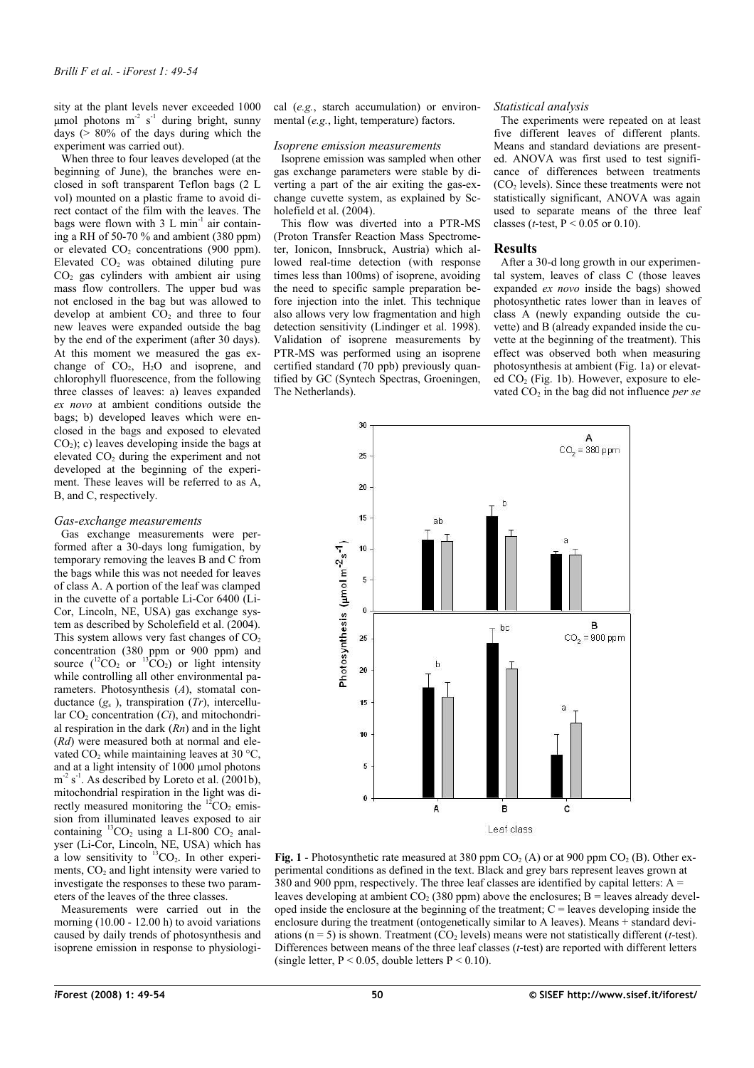sity at the plant levels never exceeded 1000 µmol photons $m^{-2}$ $s^{-1}$ during bright, sunny days (> 80% of the days during which the experiment was carried out).

When three to four leaves developed (at the beginning of June), the branches were enclosed in soft transparent Teflon bags (2 L vol) mounted on a plastic frame to avoid direct contact of the film with the leaves. The bags were flown with 3 L $min^{-1}$ air containing a RH of 50-70 % and ambient (380 ppm) or elevated $CO_2$ concentrations (900 ppm). Elevated $CO_2$ was obtained diluting pure $CO_2$ gas cylinders with ambient air using mass flow controllers. The upper bud was not enclosed in the bag but was allowed to develop at ambient $CO_2$ and three to four new leaves were expanded outside the bag by the end of the experiment (after 30 days). At this moment we measured the gas exchange of $CO_2$, $H_2O$ and isoprene, and chlorophyll fluorescence, from the following three classes of leaves: a) leaves expanded *ex novo* at ambient conditions outside the bags; b) developed leaves which were enclosed in the bags and exposed to elevated $CO_2$); c) leaves developing inside the bags at elevated $CO_2$ during the experiment and not developed at the beginning of the experiment. These leaves will be referred to as A, B, and C, respectively.

### *Gas-exchange measurements*

Gas exchange measurements were performed after a 30-days long fumigation, by temporary removing the leaves B and C from the bags while this was not needed for leaves of class A. A portion of the leaf was clamped in the cuvette of a portable Li-Cor 6400 (Li-Cor, Lincoln, NE, USA) gas exchange system as described by Scholefield et al. (2004). This system allows very fast changes of $CO_2$ concentration (380 ppm or 900 ppm) and source ($^{12}CO_2$ or $^{13}CO_2$) or light intensity while controlling all other environmental parameters. Photosynthesis (*A*), stomatal conductance ($g_s$ ), transpiration (*Tr*), intercellular $CO_2$ concentration (*Ci*), and mitochondrial respiration in the dark (*Rn*) and in the light (*Rd*) were measured both at normal and elevated $CO_2$ while maintaining leaves at 30 °C, and at a light intensity of 1000 µmol photons $m^{-2}$ $s^{-1}$. As described by Loreto et al. (2001b), mitochondrial respiration in the light was directly measured monitoring the $^{12}CO_2$ emission from illuminated leaves exposed to air containing $^{13}CO_2$ using a LI-800 $CO_2$ analyser (Li-Cor, Lincoln, NE, USA) which has a low sensitivity to $^{13}CO_2$. In other experiments, $CO_2$ and light intensity were varied to investigate the responses to these two parameters of the leaves of the three classes.

Measurements were carried out in the morning (10.00 - 12.00 h) to avoid variations caused by daily trends of photosynthesis and isoprene emission in response to physiological (*e.g.*, starch accumulation) or environmental (*e.g.*, light, temperature) factors.

### *Isoprene emission measurements*

Isoprene emission was sampled when other gas exchange parameters were stable by diverting a part of the air exiting the gas-exchange cuvette system, as explained by Scholefield et al. (2004).

This flow was diverted into a PTR-MS (Proton Transfer Reaction Mass Spectrometer, Ionicon, Innsbruck, Austria) which allowed real-time detection (with response times less than 100ms) of isoprene, avoiding the need to specific sample preparation before injection into the inlet. This technique also allows very low fragmentation and high detection sensitivity (Lindinger et al. 1998). Validation of isoprene measurements by PTR-MS was performed using an isoprene certified standard (70 ppb) previously quantified by GC (Syntech Spectras, Groeningen, The Netherlands).

### *Statistical analysis*

The experiments were repeated on at least five different leaves of different plants. Means and standard deviations are presented. ANOVA was first used to test significance of differences between treatments ($CO_2$ levels). Since these treatments were not statistically significant, ANOVA was again used to separate means of the three leaf classes (*t*-test, $P < 0.05$ or 0.10).

## Results

After a 30-d long growth in our experimental system, leaves of class C (those leaves expanded *ex novo* inside the bags) showed photosynthetic rates lower than in leaves of class A (newly expanding outside the cuvette) and B (already expanded inside the cuvette at the beginning of the treatment). This effect was observed both when measuring photosynthesis at ambient (Fig. 1a) or elevated $CO_2$ (Fig. 1b). However, exposure to elevated $CO_2$ in the bag did not influence *per se*

**Fig. 1** - Photosynthetic rate measured at 380 ppm $CO_2$ (A) or at 900 ppm $CO_2$ (B). Other experimental conditions as defined in the text. Black and grey bars represent leaves grown at 380 and 900 ppm, respectively. The three leaf classes are identified by capital letters: A = leaves developing at ambient $CO_2$ (380 ppm) above the enclosures; B = leaves already developed inside the enclosure at the beginning of the treatment; C = leaves developing inside the enclosure during the treatment (ontogenetically similar to A leaves). Means + standard deviations (n = 5) is shown. Treatment ($CO_2$ levels) means were not statistically different (*t*-test). Differences between means of the three leaf classes (*t*-test) are reported with different letters (single letter, $P < 0.05$, double letters $P < 0.10$).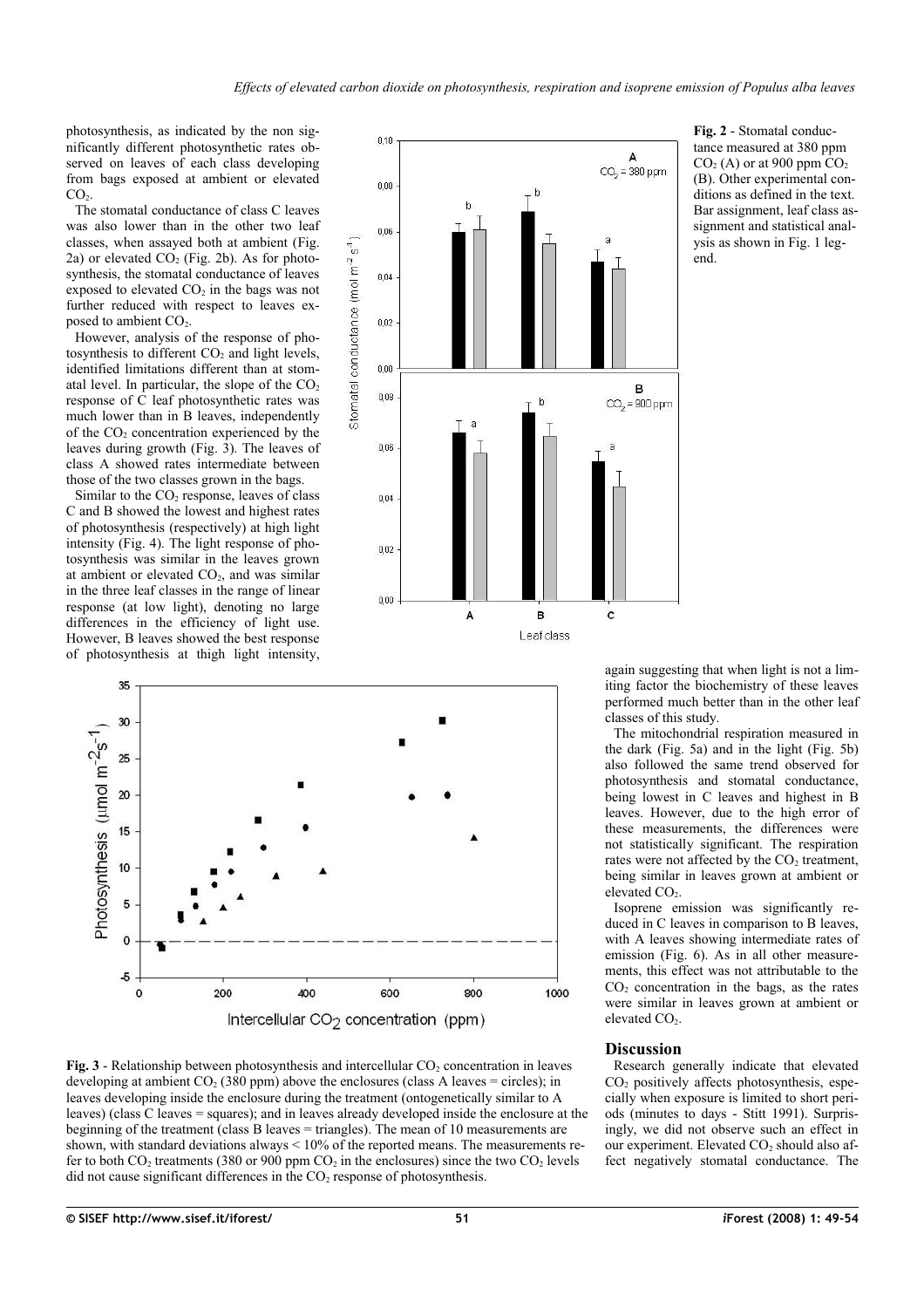photosynthesis, as indicated by the non significantly different photosynthetic rates observed on leaves of each class developing from bags exposed at ambient or elevated $CO_2$.

The stomatal conductance of class C leaves was also lower than in the other two leaf classes, when assayed both at ambient (Fig. 2a) or elevated $CO_2$ (Fig. 2b). As for photosynthesis, the stomatal conductance of leaves exposed to elevated $CO_2$ in the bags was not further reduced with respect to leaves exposed to ambient $CO_2$.

However, analysis of the response of photosynthesis to different $CO_2$ and light levels, identified limitations different than at stomatal level. In particular, the slope of the $CO_2$ response of C leaf photosynthetic rates was much lower than in B leaves, independently of the $CO_2$ concentration experienced by the leaves during growth (Fig. 3). The leaves of class A showed rates intermediate between those of the two classes grown in the bags.

Similar to the $CO_2$ response, leaves of class C and B showed the lowest and highest rates of photosynthesis (respectively) at high light intensity (Fig. 4). The light response of photosynthesis was similar in the leaves grown at ambient or elevated $CO_2$, and was similar in the three leaf classes in the range of linear response (at low light), denoting no large differences in the efficiency of light use. However, B leaves showed the best response of photosynthesis at thigh light intensity, again suggesting that when light is not a limiting factor the biochemistry of these leaves performed much better than in the other leaf classes of this study.

**Fig. 2** - Stomatal conductance measured at 380 ppm $CO_2$ (A) or at 900 ppm $CO_2$ (B). Other experimental conditions as defined in the text. Bar assignment, leaf class assignment and statistical analysis as shown in Fig. 1 legend.

**Fig. 3** - Relationship between photosynthesis and intercellular $CO_2$ concentration in leaves developing at ambient $CO_2$ (380 ppm) above the enclosures (class A leaves = circles); in leaves developing inside the enclosure during the treatment (ontogenetically similar to A leaves) (class C leaves = squares); and in leaves already developed inside the enclosure at the beginning of the treatment (class B leaves = triangles). The mean of 10 measurements are shown, with standard deviations always < 10% of the reported means. The measurements refer to both $CO_2$ treatments (380 or 900 ppm $CO_2$ in the enclosures) since the two $CO_2$ levels did not cause significant differences in the $CO_2$ response of photosynthesis.

The mitochondrial respiration measured in the dark (Fig. 5a) and in the light (Fig. 5b) also followed the same trend observed for photosynthesis and stomatal conductance, being lowest in C leaves and highest in B leaves. However, due to the high error of these measurements, the differences were not statistically significant. The respiration rates were not affected by the $CO_2$ treatment, being similar in leaves grown at ambient or elevated $CO_2$.

Isoprene emission was significantly reduced in C leaves in comparison to B leaves, with A leaves showing intermediate rates of emission (Fig. 6). As in all other measurements, this effect was not attributable to the $CO_2$ concentration in the bags, as the rates were similar in leaves grown at ambient or elevated $CO_2$.

## Discussion

Research generally indicate that elevated $CO_2$ positively affects photosynthesis, especially when exposure is limited to short periods (minutes to days - Stitt 1991). Surprisingly, we did not observe such an effect in our experiment. Elevated $CO_2$ should also affect negatively stomatal conductance. The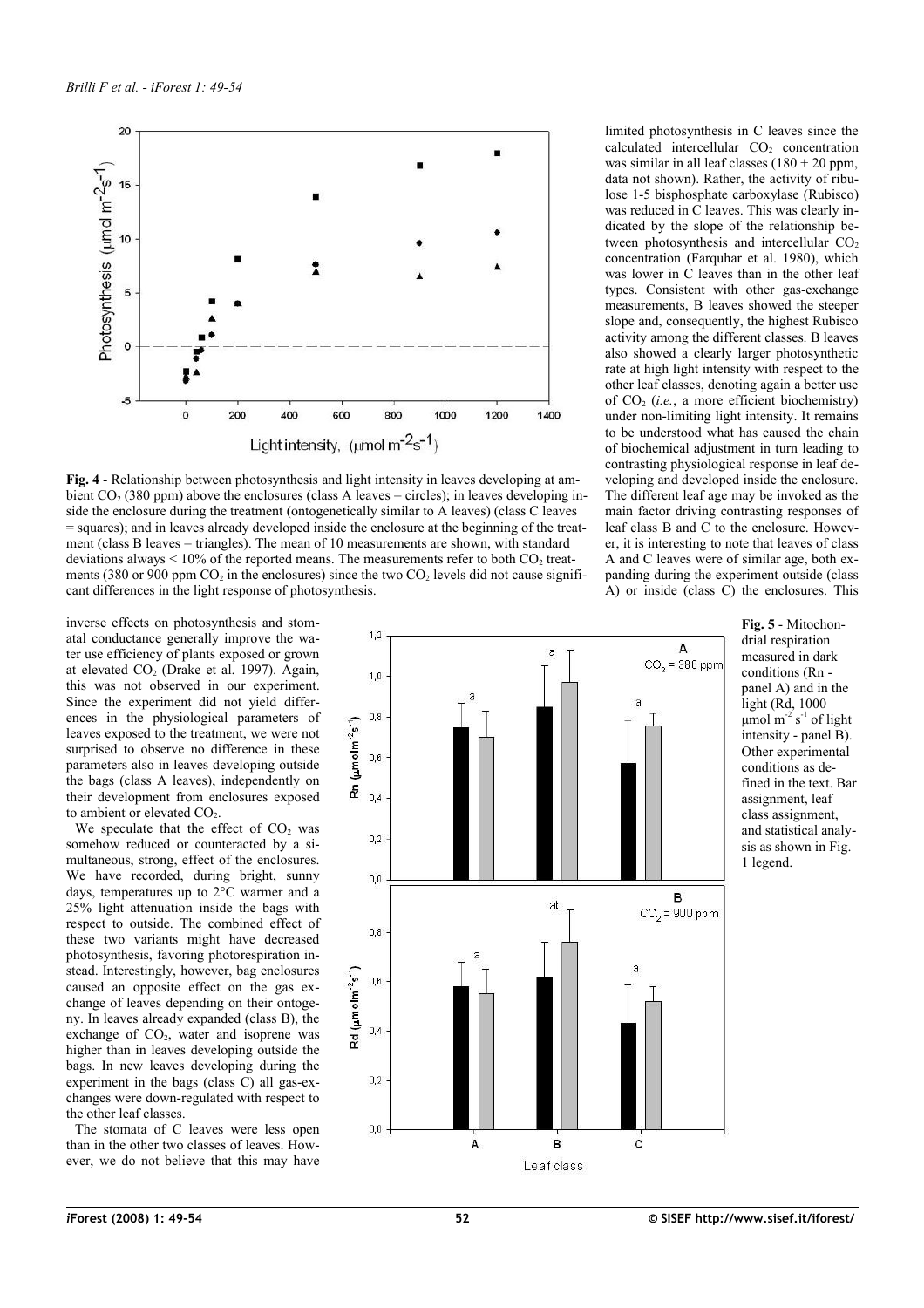**Fig. 4** - Relationship between photosynthesis and light intensity in leaves developing at ambient $CO_2$ (380 ppm) above the enclosures (class A leaves = circles); in leaves developing inside the enclosure during the treatment (ontogenetically similar to A leaves) (class C leaves = squares); and in leaves already developed inside the enclosure at the beginning of the treatment (class B leaves = triangles). The mean of 10 measurements are shown, with standard deviations always < 10% of the reported means. The measurements refer to both $CO_2$ treatments (380 or 900 ppm $CO_2$ in the enclosures) since the two $CO_2$ levels did not cause significant differences in the light response of photosynthesis.

inverse effects on photosynthesis and stomatal conductance generally improve the water use efficiency of plants exposed or grown at elevated $CO_2$ (Drake et al. 1997). Again, this was not observed in our experiment. Since the experiment did not yield differences in the physiological parameters of leaves exposed to the treatment, we were not surprised to observe no difference in these parameters also in leaves developing outside the bags (class A leaves), independently on their development from enclosures exposed to ambient or elevated $CO_2$.

We speculate that the effect of $CO_2$ was somehow reduced or counteracted by a simultaneous, strong, effect of the enclosures. We have recorded, during bright, sunny days, temperatures up to 2°C warmer and a 25% light attenuation inside the bags with respect to outside. The combined effect of these two variants might have decreased photosynthesis, favoring photorespiration instead. Interestingly, however, bag enclosures caused an opposite effect on the gas exchange of leaves depending on their ontogeny. In leaves already expanded (class B), the exchange of $CO_2$, water and isoprene was higher than in leaves developing outside the bags. In new leaves developing during the experiment in the bags (class C) all gas-exchanges were down-regulated with respect to the other leaf classes.

The stomata of C leaves were less open than in the other two classes of leaves. However, we do not believe that this may have limited photosynthesis in C leaves since the calculated intercellular $CO_2$ concentration was similar in all leaf classes (180 + 20 ppm, data not shown). Rather, the activity of ribulose 1-5 bisphosphate carboxylase (Rubisco) was reduced in C leaves. This was clearly indicated by the slope of the relationship between photosynthesis and intercellular $CO_2$ concentration (Farquhar et al. 1980), which was lower in C leaves than in the other leaf types. Consistent with other gas-exchange measurements, B leaves showed the steeper slope and, consequently, the highest Rubisco activity among the different classes. B leaves also showed a clearly larger photosynthetic rate at high light intensity with respect to the other leaf classes, denoting again a better use of $CO_2$ (*i.e.*, a more efficient biochemistry) under non-limiting light intensity. It remains to be understood what has caused the chain of biochemical adjustment in turn leading to contrasting physiological response in leaf developing and developed inside the enclosure. The different leaf age may be invoked as the main factor driving contrasting responses of leaf class B and C to the enclosure. However, it is interesting to note that leaves of class A and C leaves were of similar age, both expanding during the experiment outside (class A) or inside (class C) the enclosures. This

**Fig. 5** - Mitochondrial respiration measured in dark conditions (Rn - panel A) and in the light (Rd, 1000 μmol $m^{-2}$ $s^{-1}$ of light intensity - panel B). Other experimental conditions as defined in the text. Bar assignment, leaf class assignment, and statistical analysis as shown in Fig. 1 legend.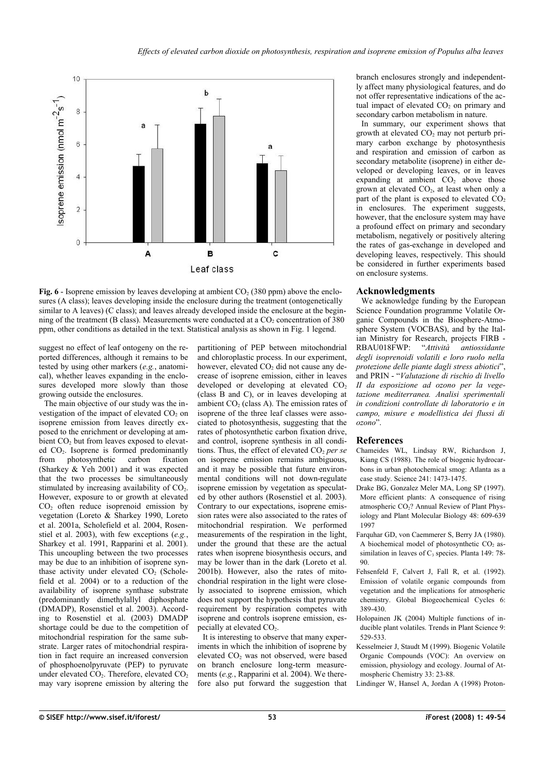**Fig. 6** - Isoprene emission by leaves developing at ambient $CO_2$ (380 ppm) above the enclosures (A class); leaves developing inside the enclosure during the treatment (ontogenetically similar to A leaves) (C class); and leaves already developed inside the enclosure at the beginning of the treatment (B class). Measurements were conducted at a $CO_2$ concentration of 380 ppm, other conditions as detailed in the text. Statistical analysis as shown in Fig. 1 legend.

suggest no effect of leaf ontogeny on the reported differences, although it remains to be tested by using other markers (*e.g.*, anatomical), whether leaves expanding in the enclosures developed more slowly than those growing outside the enclosures.

The main objective of our study was the investigation of the impact of elevated $CO_2$ on isoprene emission from leaves directly exposed to the enrichment or developing at ambient $CO_2$ but from leaves exposed to elevated $CO_2$. Isoprene is formed predominantly from photosynthetic carbon fixation (Sharkey & Yeh 2001) and it was expected that the two processes be simultaneously stimulated by increasing availability of $CO_2$. However, exposure to or growth at elevated $CO_2$ often reduce isoprenoid emission by vegetation (Loreto & Sharkey 1990, Loreto et al. 2001a, Scholefield et al. 2004, Rosenstiel et al. 2003), with few exceptions (*e.g.*, Sharkey et al. 1991, Rapparini et al. 2001). This uncoupling between the two processes may be due to an inhibition of isoprene synthase activity under elevated $CO_2$ (Scholefield et al. 2004) or to a reduction of the availability of isoprene synthase substrate (predominantly dimethylallyl diphosphate (DMADP), Rosenstiel et al. 2003). According to Rosenstiel et al. (2003) DMADP shortage could be due to the competition of mitochondrial respiration for the same substrate. Larger rates of mitochondrial respiration in fact require an increased conversion of phosphoenolpyruvate (PEP) to pyruvate under elevated $CO_2$. Therefore, elevated $CO_2$ may vary isoprene emission by altering the partitioning of PEP between mitochondrial and chloroplastic process. In our experiment, however, elevated $CO_2$ did not cause any decrease of isoprene emission, either in leaves developed or developing at elevated $CO_2$ (class B and C), or in leaves developing at ambient $CO_2$ (class A). The emission rates of isoprene of the three leaf classes were associated to photosynthesis, suggesting that the rates of photosynthetic carbon fixation drive, and control, isoprene synthesis in all conditions. Thus, the effect of elevated $CO_2$ *per se* on isoprene emission remains ambiguous, and it may be possible that future environmental conditions will not down-regulate isoprene emission by vegetation as speculated by other authors (Rosenstiel et al. 2003). Contrary to our expectations, isoprene emission rates were also associated to the rates of mitochondrial respiration. We performed measurements of the respiration in the light, under the ground that these are the actual rates when isoprene biosynthesis occurs, and may be lower than in the dark (Loreto et al. 2001b). However, also the rates of mitochondrial respiration in the light were closely associated to isoprene emission, which does not support the hypothesis that pyruvate requirement by respiration competes with isoprene and controls isoprene emission, especially at elevated $CO_2$.

It is interesting to observe that many experiments in which the inhibition of isoprene by elevated $CO_2$ was not observed, were based on branch enclosure long-term measurements (*e.g.*, Rapparini et al. 2004). We therefore also put forward the suggestion that branch enclosures strongly and independently affect many physiological features, and do not offer representative indications of the actual impact of elevated $CO_2$ on primary and secondary carbon metabolism in nature.

In summary, our experiment shows that growth at elevated $CO_2$ may not perturb primary carbon exchange by photosynthesis and respiration and emission of carbon as secondary metabolite (isoprene) in either developed or developing leaves, or in leaves expanding at ambient $CO_2$ above those grown at elevated $CO_2$, at least when only a part of the plant is exposed to elevated $CO_2$ in enclosures. The experiment suggests, however, that the enclosure system may have a profound effect on primary and secondary metabolism, negatively or positively altering the rates of gas-exchange in developed and developing leaves, respectively. This should be considered in further experiments based on enclosure systems.

## Acknowledgments

We acknowledge funding by the European Science Foundation programme Volatile Organic Compounds in the Biosphere-Atmosphere System (VOCBAS), and by the Italian Ministry for Research, projects FIRB - RBAU018FWP: "*Attività antiossidante degli isoprenoidi volatili e loro ruolo nella protezione delle piante dagli stress abiotici*", and PRIN - "*Valutazione di rischio di livello II da esposizione ad ozono per la vegetazione mediterranea. Analisi sperimentali in condizioni controllate di laboratorio e in campo, misure e modellistica dei flussi di ozono*".

## References

Chameides WL, Lindsay RW, Richardson J, Kiang CS (1988). The role of biogenic hydrocarbons in urban photochemical smog: Atlanta as a case study. Science 241: 1473-1475.

Drake BG, Gonzalez Meler MA, Long SP (1997). More efficient plants: A consequence of rising atmospheric $CO_2$? Annual Review of Plant Physiology and Plant Molecular Biology 48: 609-639 1997

Farquhar GD, von Caemmerer S, Berry JA (1980). A biochemical model of photosynthetic $CO_2$ assimilation in leaves of $C_3$ species. Planta 149: 78-90.

Fehsenfeld F, Calvert J, Fall R, et al. (1992). Emission of volatile organic compounds from vegetation and the implications for atmospheric chemistry. Global Biogeochemical Cycles 6: 389-430.

Holopainen JK (2004) Multiple functions of inducible plant volatiles. Trends in Plant Science 9: 529-533.

Kesselmeier J, Staudt M (1999). Biogenic Volatile Organic Compounds (VOC): An overview on emission, physiology and ecology. Journal of Atmospheric Chemistry 33: 23-88.

Lindinger W, Hansel A, Jordan A (1998) Proton-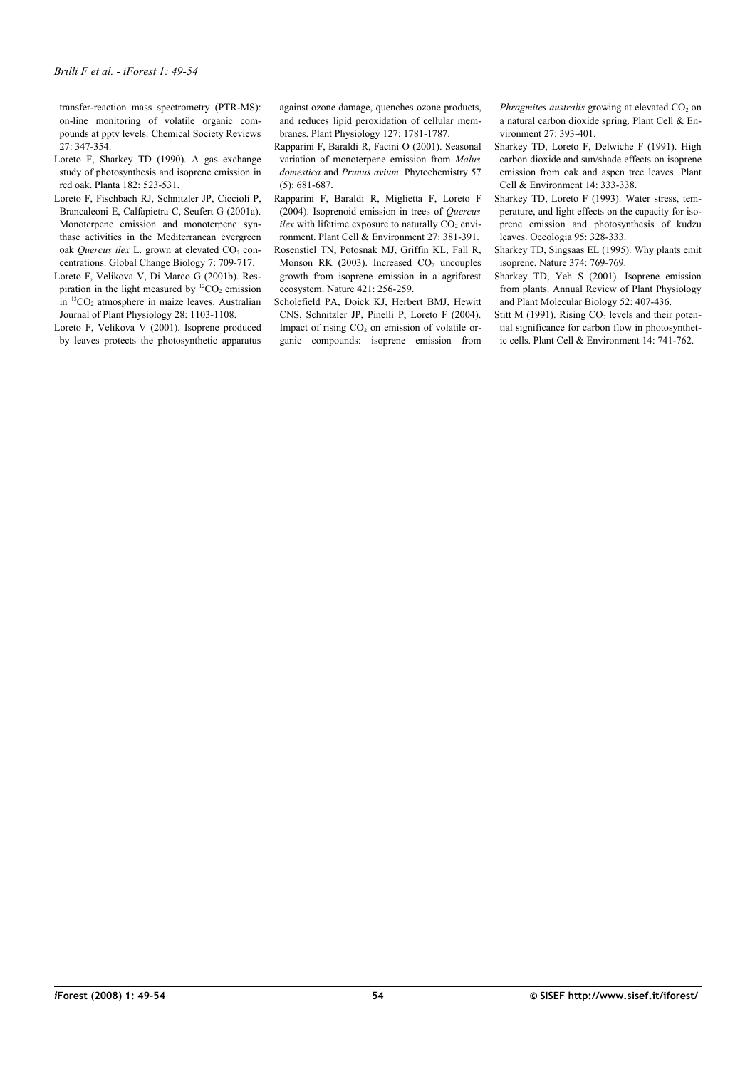transfer-reaction mass spectrometry (PTR-MS): on-line monitoring of volatile organic compounds at pptv levels. Chemical Society Reviews 27: 347-354.

Loreto F, Sharkey TD (1990). A gas exchange study of photosynthesis and isoprene emission in red oak. Planta 182: 523-531.

Loreto F, Fischbach RJ, Schnitzler JP, Ciccioli P, Brancaleoni E, Calfapietra C, Seufert G (2001a). Monoterpene emission and monoterpene synthase activities in the Mediterranean evergreen oak *Quercus ilex* L. grown at elevated $CO_2$ concentrations. Global Change Biology 7: 709-717.

Loreto F, Velikova V, Di Marco G (2001b). Respiration in the light measured by $^{12}CO_2$ emission in $^{13}CO_2$ atmosphere in maize leaves. Australian Journal of Plant Physiology 28: 1103-1108.

Loreto F, Velikova V (2001). Isoprene produced by leaves protects the photosynthetic apparatus against ozone damage, quenches ozone products, and reduces lipid peroxidation of cellular membranes. Plant Physiology 127: 1781-1787.

Rapparini F, Baraldi R, Facini O (2001). Seasonal variation of monoterpene emission from *Malus domestica* and *Prunus avium*. Phytochemistry 57 (5): 681-687.

Rapparini F, Baraldi R, Miglietta F, Loreto F (2004). Isoprenoid emission in trees of *Quercus ilex* with lifetime exposure to naturally $CO_2$ environment. Plant Cell & Environment 27: 381-391.

Rosenstiel TN, Potosnak MJ, Griffin KL, Fall R, Monson RK (2003). Increased $CO_2$ uncouples growth from isoprene emission in a agriforest ecosystem. Nature 421: 256-259.

Scholefield PA, Doick KJ, Herbert BMJ, Hewitt CNS, Schnitzler JP, Pinelli P, Loreto F (2004). Impact of rising $CO_2$ on emission of volatile organic compounds: isoprene emission from *Phragmites australis* growing at elevated $CO_2$ on a natural carbon dioxide spring. Plant Cell & Environment 27: 393-401.

Sharkey TD, Loreto F, Delwiche F (1991). High carbon dioxide and sun/shade effects on isoprene emission from oak and aspen tree leaves .Plant Cell & Environment 14: 333-338.

Sharkey TD, Loreto F (1993). Water stress, temperature, and light effects on the capacity for isoprene emission and photosynthesis of kudzu leaves. Oecologia 95: 328-333.

Sharkey TD, Singsaas EL (1995). Why plants emit isoprene. Nature 374: 769-769.

Sharkey TD, Yeh S (2001). Isoprene emission from plants. Annual Review of Plant Physiology and Plant Molecular Biology 52: 407-436.

Stitt M (1991). Rising $CO_2$ levels and their potential significance for carbon flow in photosynthetic cells. Plant Cell & Environment 14: 741-762.